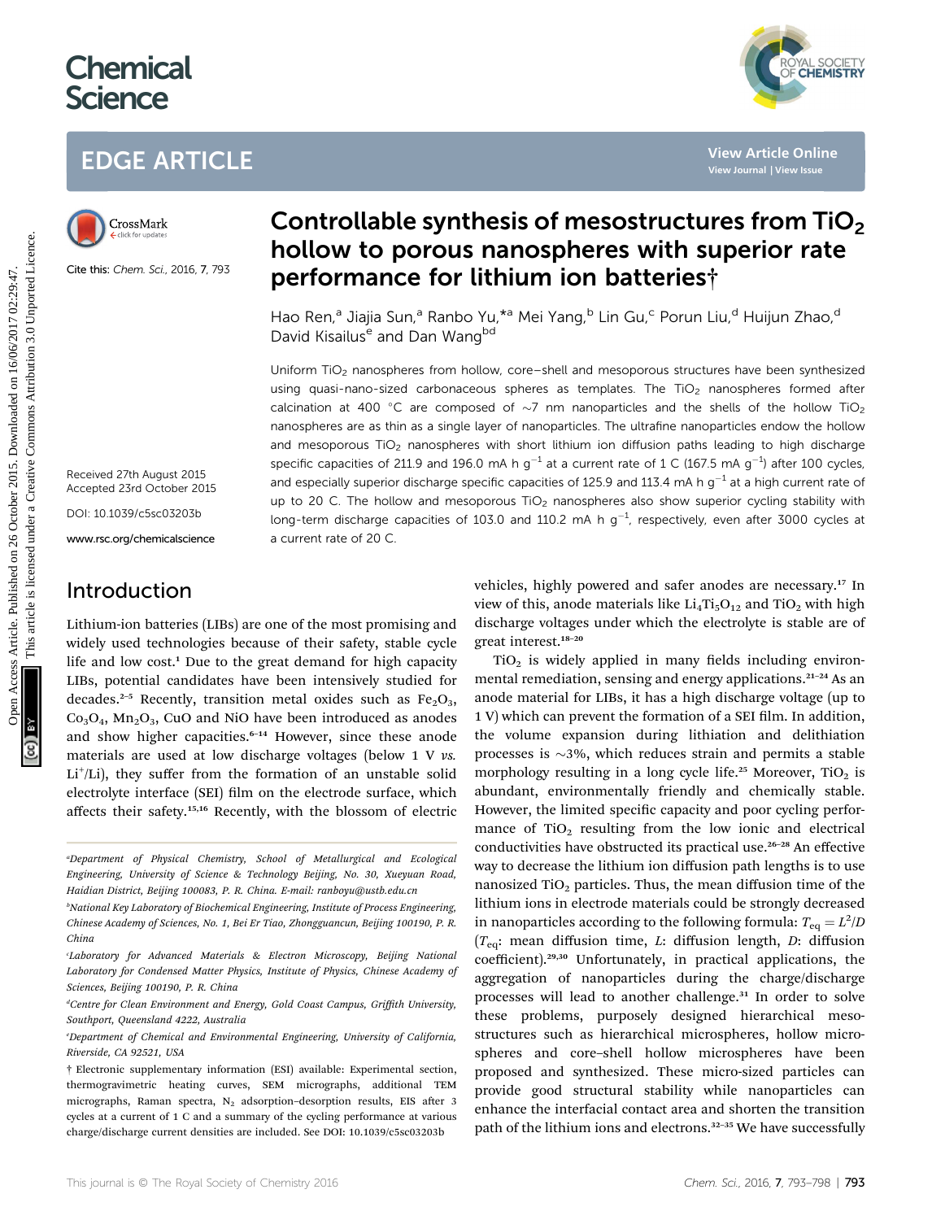# Controllable synthesis of mesostructures from $TiO_2$ hollow to porous nanospheres with superior rate performance for lithium ion batteries†

Cite this: *Chem. Sci.*, 2016, 7, 793

Hao Ren,[a] Jiajia Sun,[a] Ranbo Yu,*[a] Mei Yang,[b] Lin Gu,[c] Porun Liu,[d] Huijun Zhao,[d] David Kisailus[e] and Dan Wang[bd]

Received 27th August 2015
Accepted 23rd October 2015

DOI: 10.1039/c5sc03203b

www.rsc.org/chemicalscience

Uniform $TiO_2$ nanospheres from hollow, core–shell and mesoporous structures have been synthesized using quasi-nano-sized carbonaceous spheres as templates. The $TiO_2$ nanospheres formed after calcination at 400 °C are composed of ~7 nm nanoparticles and the shells of the hollow $TiO_2$ nanospheres are as thin as a single layer of nanoparticles. The ultrafine nanoparticles endow the hollow and mesoporous $TiO_2$ nanospheres with short lithium ion diffusion paths leading to high discharge specific capacities of 211.9 and 196.0 mA h $g^{-1}$ at a current rate of 1 C (167.5 mA $g^{-1}$) after 100 cycles, and especially superior discharge specific capacities of 125.9 and 113.4 mA h $g^{-1}$ at a high current rate of up to 20 C. The hollow and mesoporous $TiO_2$ nanospheres also show superior cycling stability with long-term discharge capacities of 103.0 and 110.2 mA h $g^{-1}$, respectively, even after 3000 cycles at a current rate of 20 C.

## Introduction

Lithium-ion batteries (LIBs) are one of the most promising and widely used technologies because of their safety, stable cycle life and low cost.[1] Due to the great demand for high capacity LIBs, potential candidates have been intensively studied for decades.[2–5] Recently, transition metal oxides such as $Fe_2O_3$, $Co_3O_4$, $Mn_2O_3$, CuO and NiO have been introduced as anodes and show higher capacities.[6–14] However, since these anode materials are used at low discharge voltages (below 1 V *vs.* $Li^+$/Li), they suffer from the formation of an unstable solid electrolyte interface (SEI) film on the electrode surface, which affects their safety.[15,16] Recently, with the blossom of electric vehicles, highly powered and safer anodes are necessary.[17] In view of this, anode materials like $Li_4Ti_5O_{12}$ and $TiO_2$ with high discharge voltages under which the electrolyte is stable are of great interest.[18–20]

$TiO_2$ is widely applied in many fields including environmental remediation, sensing and energy applications.[21–24] As an anode material for LIBs, it has a high discharge voltage (up to 1 V) which can prevent the formation of a SEI film. In addition, the volume expansion during lithiation and delithiation processes is ~3%, which reduces strain and permits a stable morphology resulting in a long cycle life.[25] Moreover, $TiO_2$ is abundant, environmentally friendly and chemically stable. However, the limited specific capacity and poor cycling performance of $TiO_2$ resulting from the low ionic and electrical conductivities have obstructed its practical use.[26–28] An effective way to decrease the lithium ion diffusion path lengths is to use nanosized $TiO_2$ particles. Thus, the mean diffusion time of the lithium ions in electrode materials could be strongly decreased in nanoparticles according to the following formula: $T_{eq} = L^2/D$ ($T_{eq}$: mean diffusion time, $L$: diffusion length, $D$: diffusion coefficient).[29,30] Unfortunately, in practical applications, the aggregation of nanoparticles during the charge/discharge processes will lead to another challenge.[31] In order to solve these problems, purposely designed hierarchical mesostructures such as hierarchical microspheres, hollow microspheres and core–shell hollow microspheres have been proposed and synthesized. These micro-sized particles can provide good structural stability while nanoparticles can enhance the interfacial contact area and shorten the transition path of the lithium ions and electrons.[32–35] We have successfully

---

[a] Department of Physical Chemistry, School of Metallurgical and Ecological Engineering, University of Science & Technology Beijing, No. 30, Xueyuan Road, Haidian District, Beijing 100083, P. R. China. E-mail: ranboyu@ustb.edu.cn

[b] National Key Laboratory of Biochemical Engineering, Institute of Process Engineering, Chinese Academy of Sciences, No. 1, Bei Er Tiao, Zhongguancun, Beijing 100190, P. R. China

[c] Laboratory for Advanced Materials & Electron Microscopy, Beijing National Laboratory for Condensed Matter Physics, Institute of Physics, Chinese Academy of Sciences, Beijing 100190, P. R. China

[d] Centre for Clean Environment and Energy, Gold Coast Campus, Griffith University, Southport, Queensland 4222, Australia

[e] Department of Chemical and Environmental Engineering, University of California, Riverside, CA 92521, USA

† Electronic supplementary information (ESI) available: Experimental section, thermogravimetric heating curves, SEM micrographs, additional TEM micrographs, Raman spectra, $N_2$ adsorption–desorption results, EIS after 3 cycles at a current of 1 C and a summary of the cycling performance at various charge/discharge current densities are included. See DOI: 10.1039/c5sc03203b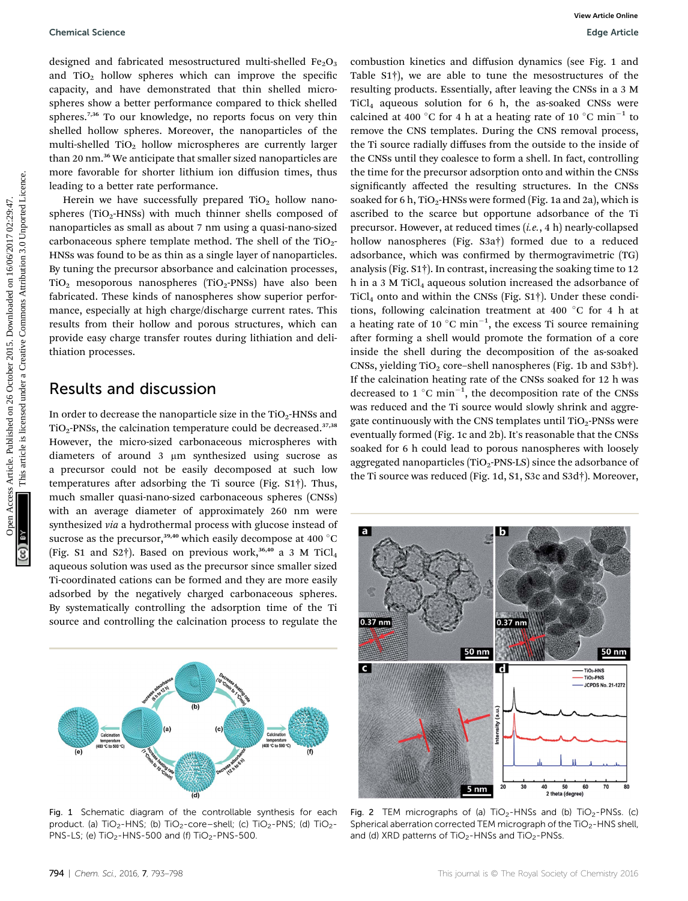designed and fabricated mesostructured multi-shelled $Fe_2O_3$ and $TiO_2$ hollow spheres which can improve the specific capacity, and have demonstrated that thin shelled microspheres show a better performance compared to thick shelled spheres.[7,36] To our knowledge, no reports focus on very thin shelled hollow spheres. Moreover, the nanoparticles of the multi-shelled $TiO_2$ hollow microspheres are currently larger than 20 nm.[36] We anticipate that smaller sized nanoparticles are more favorable for shorter lithium ion diffusion times, thus leading to a better rate performance.

Herein we have successfully prepared $TiO_2$ hollow nanospheres ($TiO_2$-HNSs) with much thinner shells composed of nanoparticles as small as about 7 nm using a quasi-nano-sized carbonaceous sphere template method. The shell of the $TiO_2$-HNSs was found to be as thin as a single layer of nanoparticles. By tuning the precursor absorbance and calcination processes, $TiO_2$ mesoporous nanospheres ($TiO_2$-PNSs) have also been fabricated. These kinds of nanospheres show superior performance, especially at high charge/discharge current rates. This results from their hollow and porous structures, which can provide easy charge transfer routes during lithiation and delithiation processes.

## Results and discussion

In order to decrease the nanoparticle size in the $TiO_2$-HNSs and $TiO_2$-PNSs, the calcination temperature could be decreased.[37,38] However, the micro-sized carbonaceous microspheres with diameters of around 3 μm synthesized using sucrose as a precursor could not be easily decomposed at such low temperatures after adsorbing the Ti source (Fig. S1†). Thus, much smaller quasi-nano-sized carbonaceous spheres (CNSs) with an average diameter of approximately 260 nm were synthesized *via* a hydrothermal process with glucose instead of sucrose as the precursor,[39,40] which easily decompose at 400 °C (Fig. S1 and S2†). Based on previous work,[36,40] a 3 M $TiCl_4$ aqueous solution was used as the precursor since smaller sized Ti-coordinated cations can be formed and they are more easily adsorbed by the negatively charged carbonaceous spheres. By systematically controlling the adsorption time of the Ti source and controlling the calcination process to regulate the combustion kinetics and diffusion dynamics (see Fig. 1 and Table S1†), we are able to tune the mesostructures of the resulting products. Essentially, after leaving the CNSs in a 3 M $TiCl_4$ aqueous solution for 6 h, the as-soaked CNSs were calcined at 400 °C for 4 h at a heating rate of 10 °C $min^{-1}$ to remove the CNS templates. During the CNS removal process, the Ti source radially diffuses from the outside to the inside of the CNSs until they coalesce to form a shell. In fact, controlling the time for the precursor adsorption onto and within the CNSs significantly affected the resulting structures. In the CNSs soaked for 6 h, $TiO_2$-HNSs were formed (Fig. 1a and 2a), which is ascribed to the scarce but opportune adsorbance of the Ti precursor. However, at reduced times (*i.e.*, 4 h) nearly-collapsed hollow nanospheres (Fig. S3a†) formed due to a reduced adsorbance, which was confirmed by thermogravimetric (TG) analysis (Fig. S1†). In contrast, increasing the soaking time to 12 h in a 3 M $TiCl_4$ aqueous solution increased the adsorbance of $TiCl_4$ onto and within the CNSs (Fig. S1†). Under these conditions, following calcination treatment at 400 °C for 4 h at a heating rate of 10 °C $min^{-1}$, the excess Ti source remaining after forming a shell would promote the formation of a core inside the shell during the decomposition of the as-soaked CNSs, yielding $TiO_2$ core–shell nanospheres (Fig. 1b and S3b†). If the calcination heating rate of the CNSs soaked for 12 h was decreased to 1 °C $min^{-1}$, the decomposition rate of the CNSs was reduced and the Ti source would slowly shrink and aggregate continuously with the CNS templates until $TiO_2$-PNSs were eventually formed (Fig. 1c and 2b). It's reasonable that the CNSs soaked for 6 h could lead to porous nanospheres with loosely aggregated nanoparticles ($TiO_2$-PNS-LS) since the adsorbance of the Ti source was reduced (Fig. 1d, S1, S3c and S3d†). Moreover,

Fig. 1 Schematic diagram of the controllable synthesis for each product. (a) $TiO_2$-HNS; (b) $TiO_2$-core–shell; (c) $TiO_2$-PNS; (d) $TiO_2$-PNS-LS; (e) $TiO_2$-HNS-500 and (f) $TiO_2$-PNS-500.

Fig. 2 TEM micrographs of (a) $TiO_2$-HNSs and (b) $TiO_2$-PNSs. (c) Spherical aberration corrected TEM micrograph of the $TiO_2$-HNS shell, and (d) XRD patterns of $TiO_2$-HNSs and $TiO_2$-PNSs.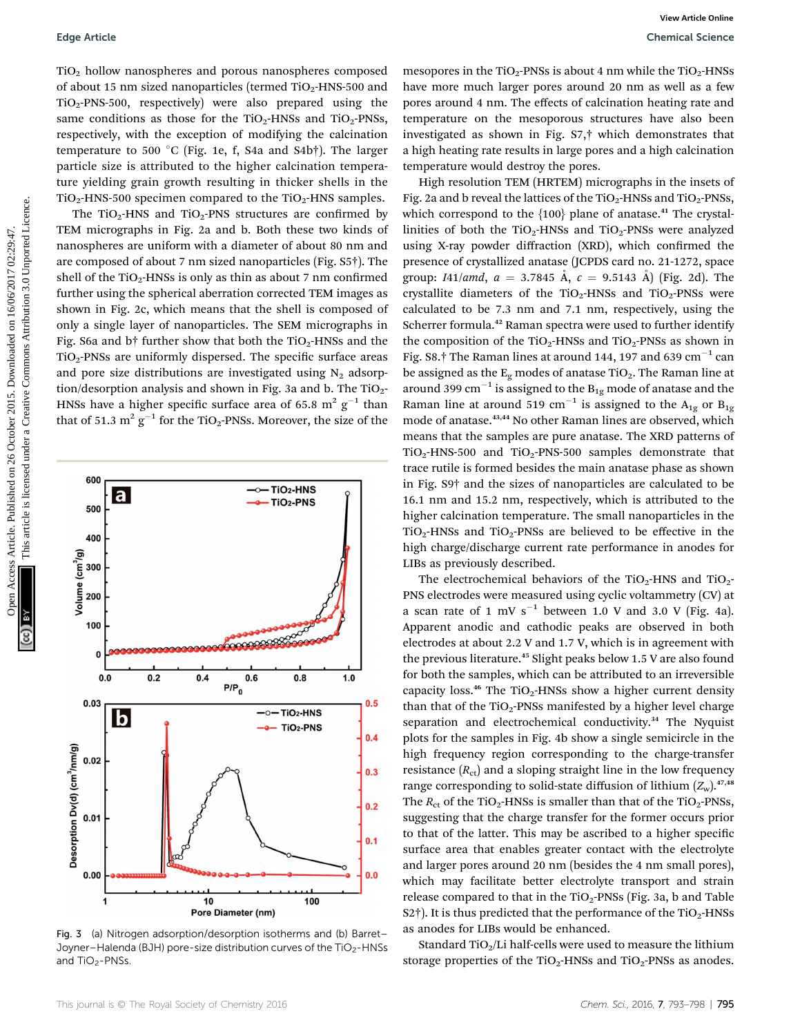$TiO_2$ hollow nanospheres and porous nanospheres composed of about 15 nm sized nanoparticles (termed $TiO_2$-HNS-500 and $TiO_2$-PNS-500, respectively) were also prepared using the same conditions as those for the $TiO_2$-HNSs and $TiO_2$-PNSs, respectively, with the exception of modifying the calcination temperature to 500 °C (Fig. 1e, f, S4a and S4b†). The larger particle size is attributed to the higher calcination temperature yielding grain growth resulting in thicker shells in the $TiO_2$-HNS-500 specimen compared to the $TiO_2$-HNS samples.

The $TiO_2$-HNS and $TiO_2$-PNS structures are confirmed by TEM micrographs in Fig. 2a and b. Both these two kinds of nanospheres are uniform with a diameter of about 80 nm and are composed of about 7 nm sized nanoparticles (Fig. S5†). The shell of the $TiO_2$-HNSs is only as thin as about 7 nm confirmed further using the spherical aberration corrected TEM images as shown in Fig. 2c, which means that the shell is composed of only a single layer of nanoparticles. The SEM micrographs in Fig. S6a and b† further show that both the $TiO_2$-HNSs and the $TiO_2$-PNSs are uniformly dispersed. The specific surface areas and pore size distributions are investigated using $N_2$ adsorption/desorption analysis and shown in Fig. 3a and b. The $TiO_2$-HNSs have a higher specific surface area of 65.8 $m^2\ g^{-1}$ than that of 51.3 $m^2\ g^{-1}$ for the $TiO_2$-PNSs. Moreover, the size of the mesopores in the $TiO_2$-PNSs is about 4 nm while the $TiO_2$-HNSs have more much larger pores around 20 nm as well as a few pores around 4 nm. The effects of calcination heating rate and temperature on the mesoporous structures have also been investigated as shown in Fig. S7,† which demonstrates that a high heating rate results in large pores and a high calcination temperature would destroy the pores.

Fig. 3 (a) Nitrogen adsorption/desorption isotherms and (b) Barrett–Joyner–Halenda (BJH) pore-size distribution curves of the $TiO_2$-HNSs and $TiO_2$-PNSs.

High resolution TEM (HRTEM) micrographs in the insets of Fig. 2a and b reveal the lattices of the $TiO_2$-HNSs and $TiO_2$-PNSs, which correspond to the {100} plane of anatase.[41] The crystallinities of both the $TiO_2$-HNSs and $TiO_2$-PNSs were analyzed using X-ray powder diffraction (XRD), which confirmed the presence of crystallized anatase (JCPDS card no. 21-1272, space group: $I41/amd$, $a$ = 3.7845 Å, $c$ = 9.5143 Å) (Fig. 2d). The crystallite diameters of the $TiO_2$-HNSs and $TiO_2$-PNSs were calculated to be 7.3 nm and 7.1 nm, respectively, using the Scherrer formula.[42] Raman spectra were used to further identify the composition of the $TiO_2$-HNSs and $TiO_2$-PNSs as shown in Fig. S8.† The Raman lines at around 144, 197 and 639 $cm^{-1}$ can be assigned to the $E_g$ modes of anatase $TiO_2$.[42] The Raman line at around 399 $cm^{-1}$ is assigned to the $B_{1g}$ mode of anatase and the Raman line at around 519 $cm^{-1}$ is assigned to the $A_{1g}$ or $B_{1g}$ mode of anatase.[43,44] No other Raman lines are observed, which means that the samples are pure anatase. The XRD patterns of $TiO_2$-HNS-500 and $TiO_2$-PNS-500 samples demonstrate that trace rutile is formed besides the main anatase phase as shown in Fig. S9† and the sizes of nanoparticles are calculated to be 16.1 nm and 15.2 nm, respectively, which is attributed to the higher calcination temperature. The small nanoparticles in the $TiO_2$-HNSs and $TiO_2$-PNSs are believed to be effective in the high charge/discharge current rate performance in anodes for LIBs as previously described.

The electrochemical behaviors of the $TiO_2$-HNS and $TiO_2$-PNS electrodes were measured using cyclic voltammetry (CV) at a scan rate of 1 mV $s^{-1}$ between 1.0 V and 3.0 V (Fig. 4a). Apparent anodic and cathodic peaks are observed in both electrodes at about 2.2 V and 1.7 V, which is in agreement with the previous literature.[45] Slight peaks below 1.5 V are also found for both the samples, which can be attributed to an irreversible capacity loss.[46] The $TiO_2$-HNSs show a higher current density than that of the $TiO_2$-PNSs manifested by a higher level charge separation and electrochemical conductivity.[34] The Nyquist plots for the samples in Fig. 4b show a single semicircle in the high frequency region corresponding to the charge-transfer resistance ($R_{ct}$) and a sloping straight line in the low frequency range corresponding to solid-state diffusion of lithium ($Z_w$).[47,48] The $R_{ct}$ of the $TiO_2$-HNSs is smaller than that of the $TiO_2$-PNSs, suggesting that the charge transfer for the former occurs prior to that of the latter. This may be ascribed to a higher specific surface area that enables greater contact with the electrolyte and larger pores around 20 nm (besides the 4 nm small pores), which may facilitate better electrolyte transport and strain release compared to that in the $TiO_2$-PNSs (Fig. 3a, b and Table S2†). It is thus predicted that the performance of the $TiO_2$-HNSs as anodes for LIBs would be enhanced.

Standard $TiO_2$/Li half-cells were used to measure the lithium storage properties of the $TiO_2$-HNSs and $TiO_2$-PNSs as anodes.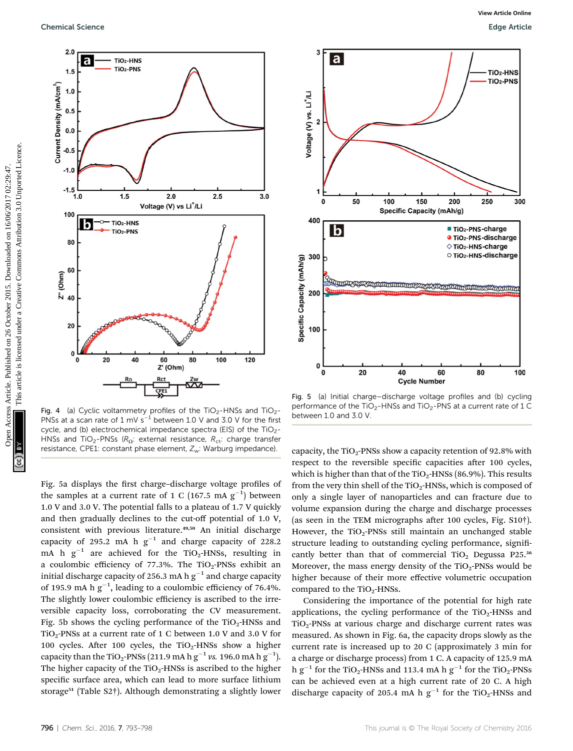Fig. 4 (a) Cyclic voltammetry profiles of the $TiO_2$-HNSs and $TiO_2$-PNSs at a scan rate of 1 mV $s^{-1}$ between 1.0 V and 3.0 V for the first cycle, and (b) electrochemical impedance spectra (EIS) of the $TiO_2$-HNSs and $TiO_2$-PNSs ($R_{\Omega}$: external resistance, $R_{ct}$: charge transfer resistance, CPE1: constant phase element, $Z_w$: Warburg impedance).

Fig. 5 (a) Initial charge–discharge voltage profiles and (b) cycling performance of the $TiO_2$-HNSs and $TiO_2$-PNS at a current rate of 1 C between 1.0 and 3.0 V.

Fig. 5a displays the first charge–discharge voltage profiles of the samples at a current rate of 1 C (167.5 mA $g^{-1}$) between 1.0 V and 3.0 V. The potential falls to a plateau of 1.7 V quickly and then gradually declines to the cut-off potential of 1.0 V, consistent with previous literature.[49,50] An initial discharge capacity of 295.2 mA h $g^{-1}$ and charge capacity of 228.2 mA h $g^{-1}$ are achieved for the $TiO_2$-HNSs, resulting in a coulombic efficiency of 77.3%. The $TiO_2$-PNSs exhibit an initial discharge capacity of 256.3 mA h $g^{-1}$ and charge capacity of 195.9 mA h $g^{-1}$, leading to a coulombic efficiency of 76.4%. The slightly lower coulombic efficiency is ascribed to the irreversible capacity loss, corroborating the CV measurement. Fig. 5b shows the cycling performance of the $TiO_2$-HNSs and $TiO_2$-PNSs at a current rate of 1 C between 1.0 V and 3.0 V for 100 cycles. After 100 cycles, the $TiO_2$-HNSs show a higher capacity than the $TiO_2$-PNSs (211.9 mA h $g^{-1}$ *vs.* 196.0 mA h $g^{-1}$). The higher capacity of the $TiO_2$-HNSs is ascribed to the higher specific surface area, which can lead to more surface lithium storage[51] (Table S2†). Although demonstrating a slightly lower capacity, the $TiO_2$-PNSs show a capacity retention of 92.8% with respect to the reversible specific capacities after 100 cycles, which is higher than that of the $TiO_2$-HNSs (86.9%). This results from the very thin shell of the $TiO_2$-HNSs, which is composed of only a single layer of nanoparticles and can fracture due to volume expansion during the charge and discharge processes (as seen in the TEM micrographs after 100 cycles, Fig. S10†). However, the $TiO_2$-PNSs still maintain an unchanged stable structure leading to outstanding cycling performance, significantly better than that of commercial $TiO_2$ Degussa P25.[36] Moreover, the mass energy density of the $TiO_2$-PNSs would be higher because of their more effective volumetric occupation compared to the $TiO_2$-HNSs.

Considering the importance of the potential for high rate applications, the cycling performance of the $TiO_2$-HNSs and $TiO_2$-PNSs at various charge and discharge current rates was measured. As shown in Fig. 6a, the capacity drops slowly as the current rate is increased up to 20 C (approximately 3 min for a charge or discharge process) from 1 C. A capacity of 125.9 mA h $g^{-1}$ for the $TiO_2$-HNSs and 113.4 mA h $g^{-1}$ for the $TiO_2$-PNSs can be achieved even at a high current rate of 20 C. A high discharge capacity of 205.4 mA h $g^{-1}$ for the $TiO_2$-HNSs and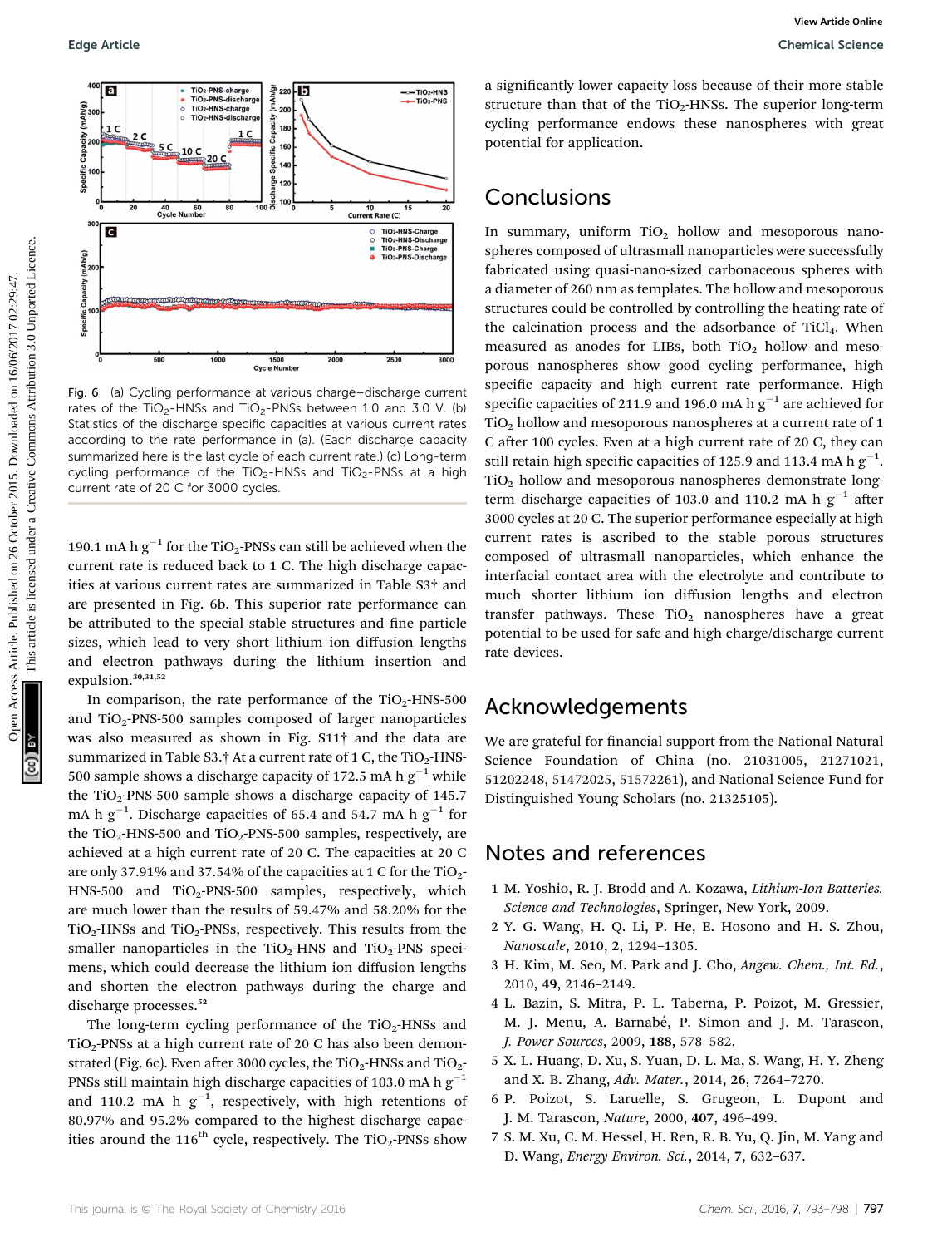Fig. 6 (a) Cycling performance at various charge–discharge current rates of the $TiO_2$-HNSs and $TiO_2$-PNSs between 1.0 and 3.0 V. (b) Statistics of the discharge specific capacities at various current rates according to the rate performance in (a). (Each discharge capacity summarized here is the last cycle of each current rate.) (c) Long-term cycling performance of the $TiO_2$-HNSs and $TiO_2$-PNSs at a high current rate of 20 C for 3000 cycles.

190.1 mA h $g^{-1}$ for the $TiO_2$-PNSs can still be achieved when the current rate is reduced back to 1 C. The high discharge capacities at various current rates are summarized in Table S3† and are presented in Fig. 6b. This superior rate performance can be attributed to the special stable structures and fine particle sizes, which lead to very short lithium ion diffusion lengths and electron pathways during the lithium insertion and expulsion.[30,31,52]

In comparison, the rate performance of the $TiO_2$-HNS-500 and $TiO_2$-PNS-500 samples composed of larger nanoparticles was also measured as shown in Fig. S11† and the data are summarized in Table S3.† At a current rate of 1 C, the $TiO_2$-HNS-500 sample shows a discharge capacity of 172.5 mA h $g^{-1}$ while the $TiO_2$-PNS-500 sample shows a discharge capacity of 145.7 mA h $g^{-1}$. Discharge capacities of 65.4 and 54.7 mA h $g^{-1}$ for the $TiO_2$-HNS-500 and $TiO_2$-PNS-500 samples, respectively, are achieved at a high current rate of 20 C. The capacities at 20 C are only 37.91% and 37.54% of the capacities at 1 C for the $TiO_2$-HNS-500 and $TiO_2$-PNS-500 samples, respectively, which are much lower than the results of 59.47% and 58.20% for the $TiO_2$-HNSs and $TiO_2$-PNSs, respectively. This results from the smaller nanoparticles in the $TiO_2$-HNS and $TiO_2$-PNS specimens, which could decrease the lithium ion diffusion lengths and shorten the electron pathways during the charge and discharge processes.[52]

The long-term cycling performance of the $TiO_2$-HNSs and $TiO_2$-PNSs at a high current rate of 20 C has also been demonstrated (Fig. 6c). Even after 3000 cycles, the $TiO_2$-HNSs and $TiO_2$-PNSs still maintain high discharge capacities of 103.0 mA h $g^{-1}$ and 110.2 mA h $g^{-1}$, respectively, with high retentions of 80.97% and 95.2% compared to the highest discharge capacities around the 116$^{th}$ cycle, respectively. The $TiO_2$-PNSs show a significantly lower capacity loss because of their more stable structure than that of the $TiO_2$-HNSs. The superior long-term cycling performance endows these nanospheres with great potential for application.

## Conclusions

In summary, uniform $TiO_2$ hollow and mesoporous nanospheres composed of ultrasmall nanoparticles were successfully fabricated using quasi-nano-sized carbonaceous spheres with a diameter of 260 nm as templates. The hollow and mesoporous structures could be controlled by controlling the heating rate of the calcination process and the adsorbance of $TiCl_4$. When measured as anodes for LIBs, both $TiO_2$ hollow and mesoporous nanospheres show good cycling performance, high specific capacity and high current rate performance. High specific capacities of 211.9 and 196.0 mA h $g^{-1}$ are achieved for $TiO_2$ hollow and mesoporous nanospheres at a current rate of 1 C after 100 cycles. Even at a high current of 20 C, they can still retain high specific capacities of 125.9 and 113.4 mA h $g^{-1}$. $TiO_2$ hollow and mesoporous nanospheres demonstrate long-term discharge capacities of 103.0 and 110.2 mA h $g^{-1}$ after 3000 cycles at 20 C. The superior performance especially at high current rates is ascribed to the stable porous structures composed of ultrasmall nanoparticles, which enhance the interfacial contact area with the electrolyte and contribute to much shorter lithium ion diffusion lengths and electron transfer pathways. These $TiO_2$ nanospheres have a great potential to be used for safe and high charge/discharge current rate devices.

## Acknowledgements

We are grateful for financial support from the National Natural Science Foundation of China (no. 21031005, 21271021, 51202248, 51472025, 51572261), and National Science Fund for Distinguished Young Scholars (no. 21325105).

## Notes and references

1 M. Yoshio, R. J. Brodd and A. Kozawa, *Lithium-Ion Batteries. Science and Technologies*, Springer, New York, 2009.

2 Y. G. Wang, H. Q. Li, P. He, E. Hosono and H. S. Zhou, *Nanoscale*, 2010, **2**, 1294–1305.

3 H. Kim, M. Seo, M. Park and J. Cho, *Angew. Chem., Int. Ed.*, 2010, **49**, 2146–2149.

4 L. Bazin, S. Mitra, P. L. Taberna, P. Poizot, M. Gressier, M. J. Menu, A. Barnabé, P. Simon and J. M. Tarascon, *J. Power Sources*, 2009, **188**, 578–582.

5 X. L. Huang, D. Xu, S. Yuan, D. L. Ma, S. Wang, H. Y. Zheng and X. B. Zhang, *Adv. Mater.*, 2014, **26**, 7264–7270.

6 P. Poizot, S. Laruelle, S. Grugeon, L. Dupont and J. M. Tarascon, *Nature*, 2000, **407**, 496–499.

7 S. M. Xu, C. M. Hessel, H. Ren, R. B. Yu, Q. Jin, M. Yang and D. Wang, *Energy Environ. Sci.*, 2014, **7**, 632–637.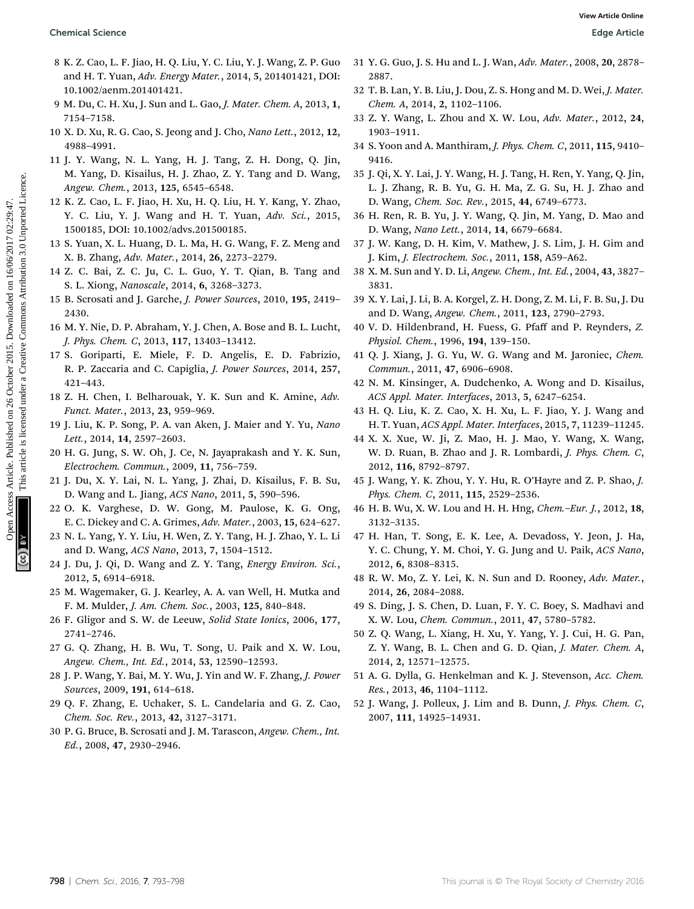8 K. Z. Cao, L. F. Jiao, H. Q. Liu, Y. C. Liu, Y. J. Wang, Z. P. Guo and H. T. Yuan, *Adv. Energy Mater.*, 2014, **5**, 201401421, DOI: 10.1002/aenm.201401421.

9 M. Du, C. H. Xu, J. Sun and L. Gao, *J. Mater. Chem. A*, 2013, **1**, 7154–7158.

10 X. D. Xu, R. G. Cao, S. Jeong and J. Cho, *Nano Lett.*, 2012, **12**, 4988–4991.

11 J. Y. Wang, N. L. Yang, H. J. Tang, Z. H. Dong, Q. Jin, M. Yang, D. Kisailus, H. J. Zhao, Z. Y. Tang and D. Wang, *Angew. Chem.*, 2013, **125**, 6545–6548.

12 K. Z. Cao, L. F. Jiao, H. Xu, H. Q. Liu, H. Y. Kang, Y. Zhao, Y. C. Liu, Y. J. Wang and H. T. Yuan, *Adv. Sci.*, 2015, 1500185, DOI: 10.1002/advs.201500185.

13 S. Yuan, X. L. Huang, D. L. Ma, H. G. Wang, F. Z. Meng and X. B. Zhang, *Adv. Mater.*, 2014, **26**, 2273–2279.

14 Z. C. Bai, Z. C. Ju, C. L. Guo, Y. T. Qian, B. Tang and S. L. Xiong, *Nanoscale*, 2014, **6**, 3268–3273.

15 B. Scrosati and J. Garche, *J. Power Sources*, 2010, **195**, 2419–2430.

16 M. Y. Nie, D. P. Abraham, Y. J. Chen, A. Bose and B. L. Lucht, *J. Phys. Chem. C*, 2013, **117**, 13403–13412.

17 S. Goriparti, E. Miele, F. D. Angelis, E. D. Fabrizio, R. P. Zaccaria and C. Capiglia, *J. Power Sources*, 2014, **257**, 421–443.

18 Z. H. Chen, I. Belharouak, Y. K. Sun and K. Amine, *Adv. Funct. Mater.*, 2013, **23**, 959–969.

19 J. Liu, K. P. Song, P. A. van Aken, J. Maier and Y. Yu, *Nano Lett.*, 2014, **14**, 2597–2603.

20 H. G. Jung, S. W. Oh, J. Ce, N. Jayaprakash and Y. K. Sun, *Electrochem. Commun.*, 2009, **11**, 756–759.

21 J. Du, X. Y. Lai, N. L. Yang, J. Zhai, D. Kisailus, F. B. Su, D. Wang and L. Jiang, *ACS Nano*, 2011, **5**, 590–596.

22 O. K. Varghese, D. W. Gong, M. Paulose, K. G. Ong, E. C. Dickey and C. A. Grimes, *Adv. Mater.*, 2003, **15**, 624–627.

23 N. L. Yang, Y. Y. Liu, H. Wen, Z. Y. Tang, H. J. Zhao, Y. L. Li and D. Wang, *ACS Nano*, 2013, **7**, 1504–1512.

24 J. Du, J. Qi, D. Wang and Z. Y. Tang, *Energy Environ. Sci.*, 2012, **5**, 6914–6918.

25 M. Wagemaker, G. J. Kearley, A. A. van Well, H. Mutka and F. M. Mulder, *J. Am. Chem. Soc.*, 2003, **125**, 840–848.

26 F. Gligor and S. W. de Leeuw, *Solid State Ionics*, 2006, **177**, 2741–2746.

27 G. Q. Zhang, H. B. Wu, T. Song, U. Paik and X. W. Lou, *Angew. Chem., Int. Ed.*, 2014, **53**, 12590–12593.

28 J. P. Wang, Y. Bai, M. Y. Wu, J. Yin and W. F. Zhang, *J. Power Sources*, 2009, **191**, 614–618.

29 Q. F. Zhang, E. Uchaker, S. L. Candelaria and G. Z. Cao, *Chem. Soc. Rev.*, 2013, **42**, 3127–3171.

30 P. G. Bruce, B. Scrosati and J. M. Tarascon, *Angew. Chem., Int. Ed.*, 2008, **47**, 2930–2946.

31 Y. G. Guo, J. S. Hu and L. J. Wan, *Adv. Mater.*, 2008, **20**, 2878–2887.

32 T. B. Lan, Y. B. Liu, J. Dou, Z. S. Hong and M. D. Wei, *J. Mater. Chem. A*, 2014, **2**, 1102–1106.

33 Z. Y. Wang, L. Zhou and X. W. Lou, *Adv. Mater.*, 2012, **24**, 1903–1911.

34 S. Yoon and A. Manthiram, *J. Phys. Chem. C*, 2011, **115**, 9410–9416.

35 J. Qi, X. Y. Lai, J. Y. Wang, H. J. Tang, H. Ren, Y. Yang, Q. Jin, L. J. Zhang, R. B. Yu, G. H. Ma, Z. G. Su, H. J. Zhao and D. Wang, *Chem. Soc. Rev.*, 2015, **44**, 6749–6773.

36 H. Ren, R. B. Yu, J. Y. Wang, Q. Jin, M. Yang, D. Mao and D. Wang, *Nano Lett.*, 2014, **14**, 6679–6684.

37 J. W. Kang, D. H. Kim, V. Mathew, J. S. Lim, J. H. Gim and J. Kim, *J. Electrochem. Soc.*, 2011, **158**, A59–A62.

38 X. M. Sun and Y. D. Li, *Angew. Chem., Int. Ed.*, 2004, **43**, 3827–3831.

39 X. Y. Lai, J. Li, B. A. Korgel, Z. H. Dong, Z. M. Li, F. B. Su, J. Du and D. Wang, *Angew. Chem.*, 2011, **123**, 2790–2793.

40 V. D. Hildenbrand, H. Fuess, G. Pfaff and P. Reynders, *Z. Physiol. Chem.*, 1996, **194**, 139–150.

41 Q. J. Xiang, J. G. Yu, W. G. Wang and M. Jaroniec, *Chem. Commun.*, 2011, **47**, 6906–6908.

42 N. M. Kinsinger, A. Dudchenko, A. Wong and D. Kisailus, *ACS Appl. Mater. Interfaces*, 2013, **5**, 6247–6254.

43 H. Q. Liu, K. Z. Cao, X. H. Xu, L. F. Jiao, Y. J. Wang and H. T. Yuan, *ACS Appl. Mater. Interfaces*, 2015, **7**, 11239–11245.

44 X. X. Xue, W. Ji, Z. Mao, H. J. Mao, Y. Wang, X. Wang, W. D. Ruan, B. Zhao and J. R. Lombardi, *J. Phys. Chem. C*, 2012, **116**, 8792–8797.

45 J. Wang, Y. K. Zhou, Y. Y. Hu, R. O'Hayre and Z. P. Shao, *J. Phys. Chem. C*, 2011, **115**, 2529–2536.

46 H. B. Wu, X. W. Lou and H. H. Hng, *Chem.–Eur. J.*, 2012, **18**, 3132–3135.

47 H. Han, T. Song, E. K. Lee, A. Devadoss, Y. Jeon, J. Ha, Y. C. Chung, Y. M. Choi, Y. G. Jung and U. Paik, *ACS Nano*, 2012, **6**, 8308–8315.

48 R. W. Mo, Z. Y. Lei, K. N. Sun and D. Rooney, *Adv. Mater.*, 2014, **26**, 2084–2088.

49 S. Ding, J. S. Chen, D. Luan, F. Y. C. Boey, S. Madhavi and X. W. Lou, *Chem. Commun.*, 2011, **47**, 5780–5782.

50 Z. Q. Wang, L. Xiang, H. Xu, Y. Yang, Y. J. Cui, H. G. Pan, Z. Y. Wang, B. L. Chen and G. D. Qian, *J. Mater. Chem. A*, 2014, **2**, 12571–12575.

51 A. G. Dylla, G. Henkelman and K. J. Stevenson, *Acc. Chem. Res.*, 2013, **46**, 1104–1112.

52 J. Wang, J. Polleux, J. Lim and B. Dunn, *J. Phys. Chem. C*, 2007, **111**, 14925–14931.